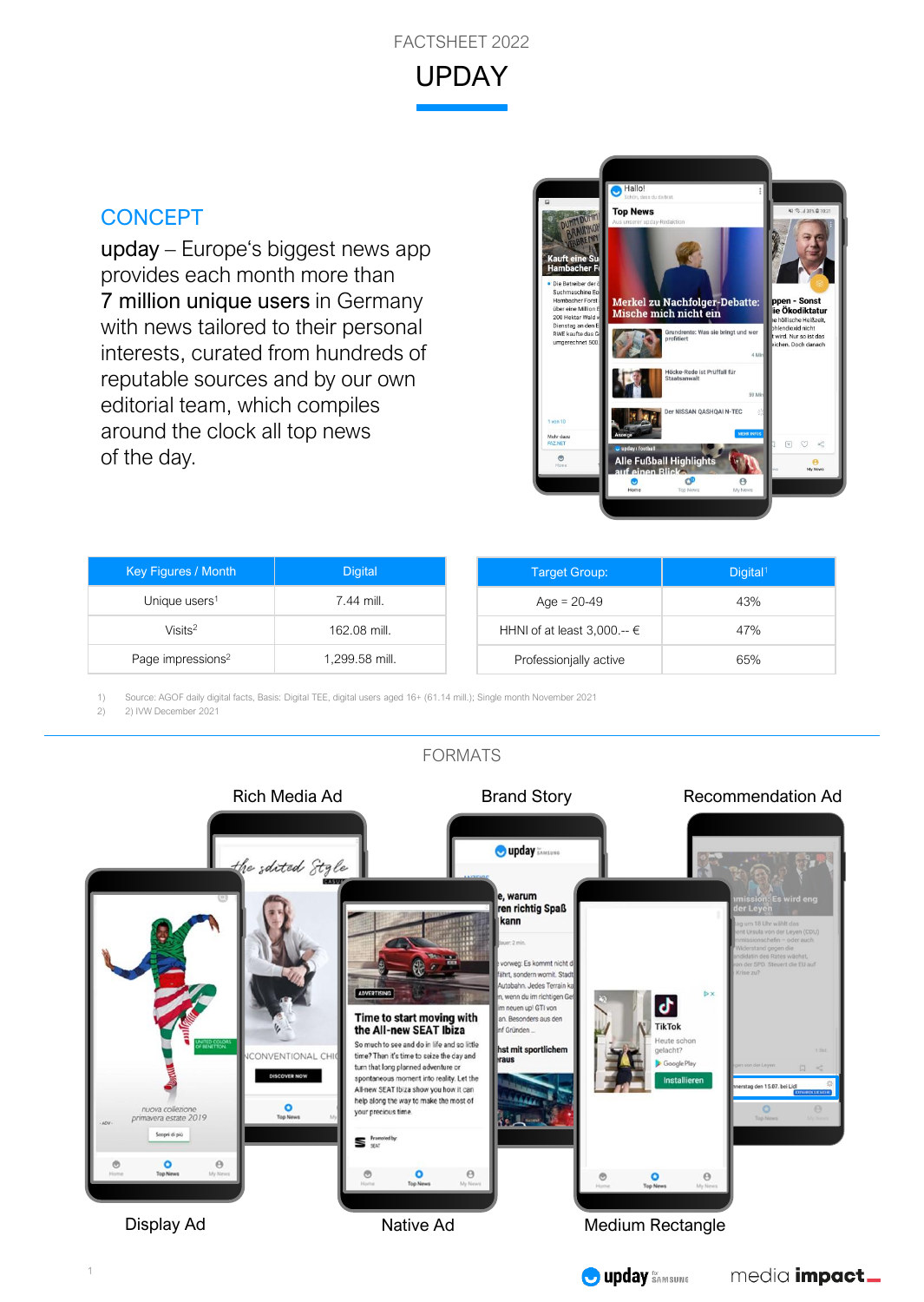FACTSHEET 2022

# UPDAY

## CONCEPT

upday – Europe's biggest news app provides each month more than **7 million unique users** in Germany with news tailored to their personal interests, curated from hundreds of reputable sources and by our own editorial team, which compiles around the clock all top news of the day.

| Key Figures / Month | Digital |
|---|---|
| Unique users[1] | 7.44 mill. |
| Visits[2] | 162.08 mill. |
| Page impressions[2] | 1,299.58 mill. |

| Target Group: | Digital[1] |
|---|---|
| Age = 20-49 | 43% |
| HHNI of at least 3,000.-- € | 47% |
| Professionjally active | 65% |

1) Source: AGOF daily digital facts, Basis: Digital TEE, digital users aged 16+ (61.14 mill.); Single month November 2021
2) 2) IVW December 2021

## FORMATS

Rich Media Ad

Brand Story

Recommendation Ad

Display Ad

Native Ad

Medium Rectangle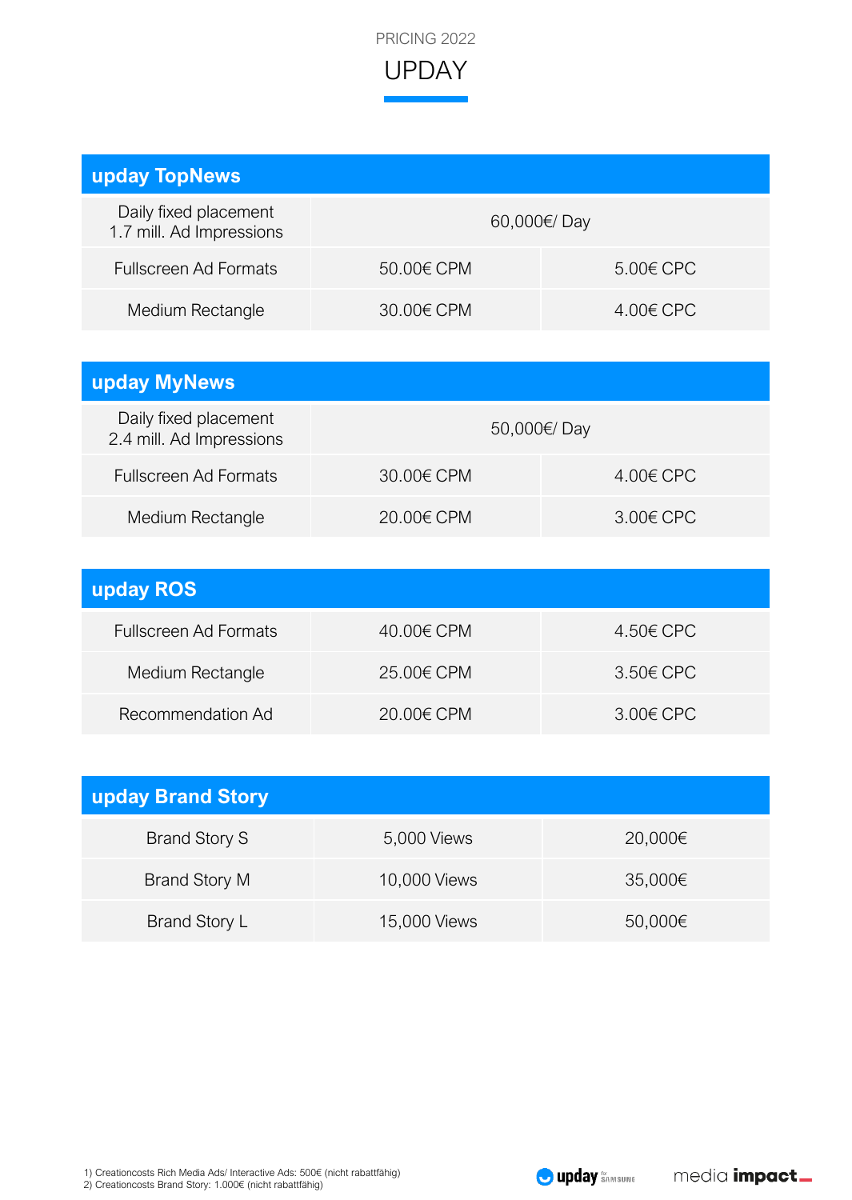PRICING 2022

# UPDAY

## upday TopNews

| | | |
|---|---|---|
| Daily fixed placement<br>1.7 mill. Ad Impressions | 60,000€/ Day | |
| Fullscreen Ad Formats | 50.00€ CPM | 5.00€ CPC |
| Medium Rectangle | 30.00€ CPM | 4.00€ CPC |

## upday MyNews

| | | |
|---|---|---|
| Daily fixed placement<br>2.4 mill. Ad Impressions | 50,000€/ Day | |
| Fullscreen Ad Formats | 30.00€ CPM | 4.00€ CPC |
| Medium Rectangle | 20.00€ CPM | 3.00€ CPC |

## upday ROS

| | | |
|---|---|---|
| Fullscreen Ad Formats | 40.00€ CPM | 4.50€ CPC |
| Medium Rectangle | 25.00€ CPM | 3.50€ CPC |
| Recommendation Ad | 20.00€ CPM | 3.00€ CPC |

## upday Brand Story

| | | |
|---|---|---|
| Brand Story S | 5,000 Views | 20,000€ |
| Brand Story M | 10,000 Views | 35,000€ |
| Brand Story L | 15,000 Views | 50,000€ |

1) Creationcosts Rich Media Ads/ Interactive Ads: 500€ (nicht rabattfähig)
2) Creationcosts Brand Story: 1.000€ (nicht rabattfähig)

upday for SAMSUNG    media impact